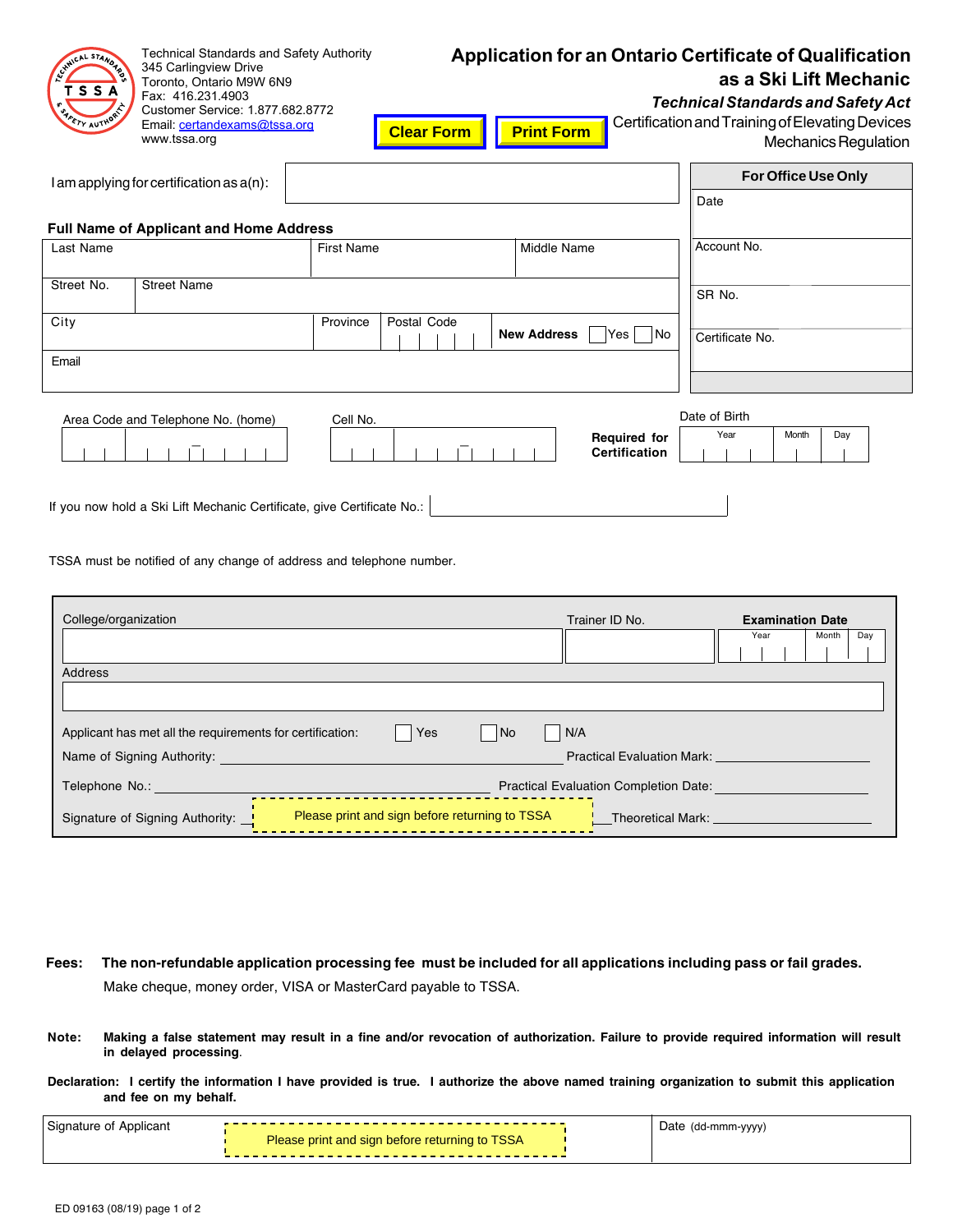Technical Standards and Safety Authority
345 Carlingview Drive
Toronto, Ontario M9W 6N9
Fax: 416.231.4903
Customer Service: 1.877.682.8772
Email: certandexams@tssa.org
www.tssa.org

Clear Form | Print Form

# Application for an Ontario Certificate of Qualification as a Ski Lift Mechanic

***Technical Standards and Safety Act***

Certification and Training of Elevating Devices Mechanics Regulation

I am applying for certification as a(n): ____________________

| For Office Use Only |
|---|
| Date |
| Account No. |
| SR No. |
| Certificate No. |

**Full Name of Applicant and Home Address**

| Last Name | First Name | Middle Name |
|---|---|---|
| | | |

| Street No. | Street Name |
|---|---|
| | |

| City | Province | Postal Code | New Address ☐ Yes ☐ No |
|---|---|---|---|
| | | | |

| Email |
|---|
| |

Area Code and Telephone No. (home) | Cell No. | **Required for Certification** | Date of Birth (Year / Month / Day)

If you now hold a Ski Lift Mechanic Certificate, give Certificate No.: ____________________

TSSA must be notified of any change of address and telephone number.

| College/organization | Trainer ID No. | **Examination Date** (Year / Month / Day) |
|---|---|---|
| | | |

| Address |
|---|
| |

Applicant has met all the requirements for certification: ☐ Yes ☐ No ☐ N/A

Name of Signing Authority: ____________________ Practical Evaluation Mark: ____________________

Telephone No.: ____________________ Practical Evaluation Completion Date: ____________________

Signature of Signing Authority: Please print and sign before returning to TSSA Theoretical Mark: ____________________

**Fees: The non-refundable application processing fee must be included for all applications including pass or fail grades.**
Make cheque, money order, VISA or MasterCard payable to TSSA.

**Note: Making a false statement may result in a fine and/or revocation of authorization. Failure to provide required information will result in delayed processing.**

**Declaration: I certify the information I have provided is true. I authorize the above named training organization to submit this application and fee on my behalf.**

| Signature of Applicant | Date (dd-mmm-yyyy) |
|---|---|
| Please print and sign before returning to TSSA | |

ED 09163 (08/19)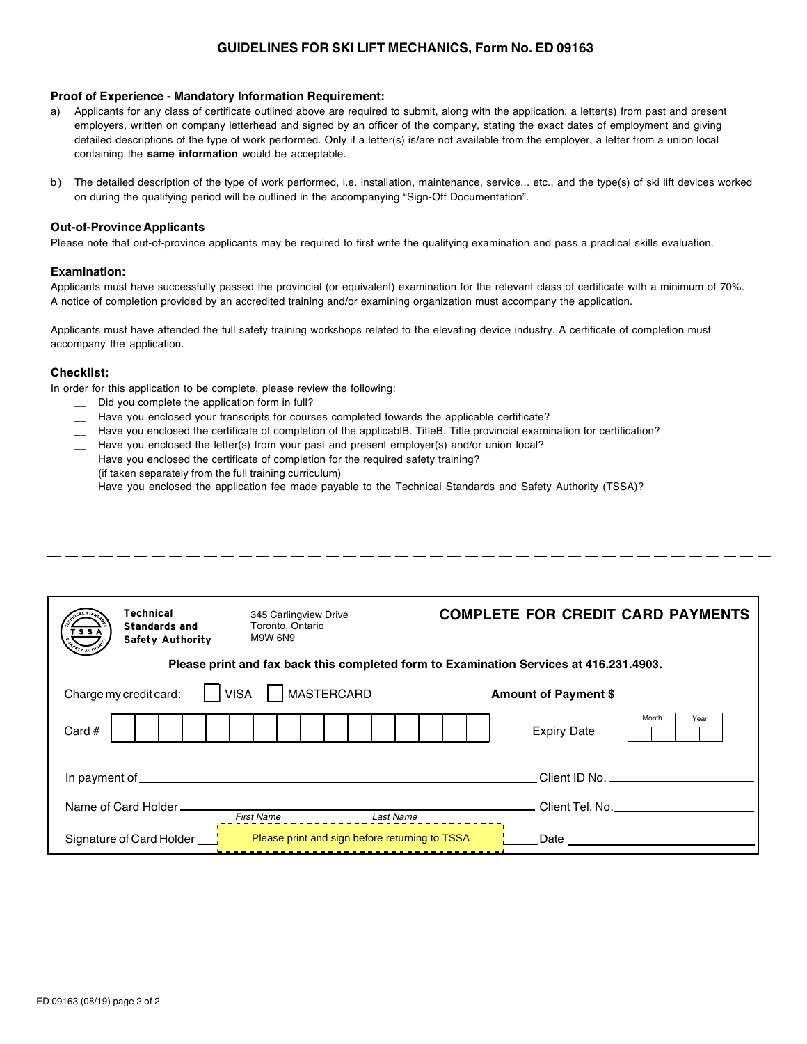# GUIDELINES FOR SKI LIFT MECHANICS, Form No. ED 09163

### Proof of Experience - Mandatory Information Requirement:

a) Applicants for any class of certificate outlined above are required to submit, along with the application, a letter(s) from past and present employers, written on company letterhead and signed by an officer of the company, stating the exact dates of employment and giving detailed descriptions of the type of work performed. Only if a letter(s) is/are not available from the employer, a letter from a union local containing the **same information** would be acceptable.

b) The detailed description of the type of work performed, i.e. installation, maintenance, service... etc., and the type(s) of ski lift devices worked on during the qualifying period will be outlined in the accompanying "Sign-Off Documentation".

### Out-of-Province Applicants

Please note that out-of-province applicants may be required to first write the qualifying examination and pass a practical skills evaluation.

### Examination:

Applicants must have successfully passed the provincial (or equivalent) examination for the relevant class of certificate with a minimum of 70%. A notice of completion provided by an accredited training and/or examining organization must accompany the application.

Applicants must have attended the full safety training workshops related to the elevating device industry. A certificate of completion must accompany the application.

### Checklist:

In order for this application to be complete, please review the following:

- __ Did you complete the application form in full?
- __ Have you enclosed your transcripts for courses completed towards the applicable certificate?
- __ Have you enclosed the certificate of completion of the applicablB. TitleB. Title provincial examination for certification?
- __ Have you enclosed the letter(s) from your past and present employer(s) and/or union local?
- __ Have you enclosed the certificate of completion for the required safety training? (if taken separately from the full training curriculum)
- __ Have you enclosed the application fee made payable to the Technical Standards and Safety Authority (TSSA)?

---

**Technical Standards and Safety Authority**
345 Carlingview Drive
Toronto, Ontario
M9W 6N9

## COMPLETE FOR CREDIT CARD PAYMENTS

**Please print and fax back this completed form to Examination Services at 416.231.4903.**

Charge my credit card: ☐ VISA ☐ MASTERCARD **Amount of Payment $** ______________

Card # | | | | | | | | | | | | | | | | | Expiry Date Month | Year

In payment of ______________________ Client ID No. ______________

Name of Card Holder ______________________ Client Tel. No. ______________
First Name Last Name

Signature of Card Holder ______ Please print and sign before returning to TSSA ______ Date ______________